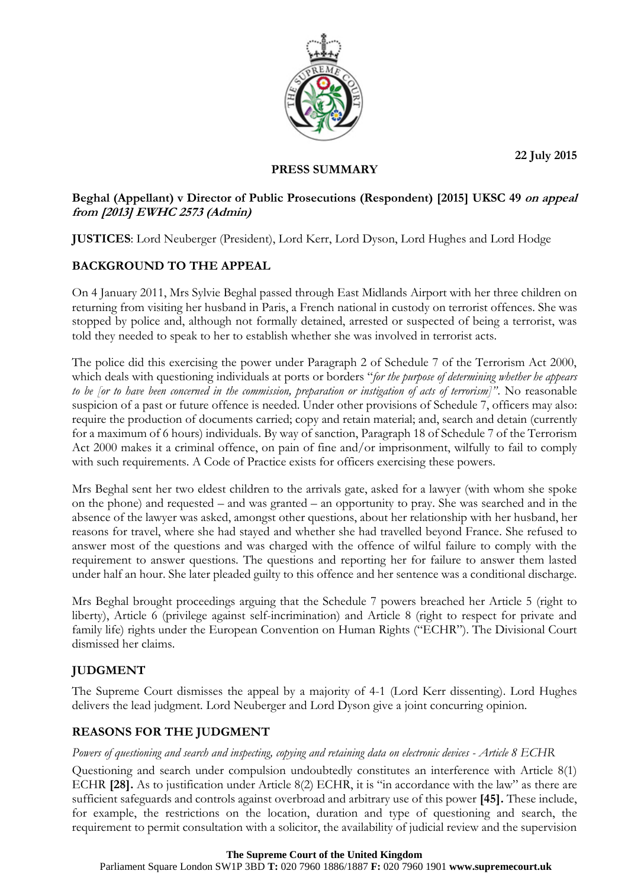22 July 2015

**PRESS SUMMARY**

**Beghal (Appellant) v Director of Public Prosecutions (Respondent) [2015] UKSC 49 *on appeal from [2013] EWHC 2573 (Admin)***

**JUSTICES**: Lord Neuberger (President), Lord Kerr, Lord Dyson, Lord Hughes and Lord Hodge

## BACKGROUND TO THE APPEAL

On 4 January 2011, Mrs Sylvie Beghal passed through East Midlands Airport with her three children on returning from visiting her husband in Paris, a French national in custody on terrorist offences. She was stopped by police and, although not formally detained, arrested or suspected of being a terrorist, was told they needed to speak to her to establish whether she was involved in terrorist acts.

The police did this exercising the power under Paragraph 2 of Schedule 7 of the Terrorism Act 2000, which deals with questioning individuals at ports or borders "*for the purpose of determining whether he appears to be [or to have been concerned in the commission, preparation or instigation of acts of terrorism]*". No reasonable suspicion of a past or future offence is needed. Under other provisions of Schedule 7, officers may also: require the production of documents carried; copy and retain material; and, search and detain (currently for a maximum of 6 hours) individuals. By way of sanction, Paragraph 18 of Schedule 7 of the Terrorism Act 2000 makes it a criminal offence, on pain of fine and/or imprisonment, wilfully to fail to comply with such requirements. A Code of Practice exists for officers exercising these powers.

Mrs Beghal sent her two eldest children to the arrivals gate, asked for a lawyer (with whom she spoke on the phone) and requested – and was granted – an opportunity to pray. She was searched and in the absence of the lawyer was asked, amongst other questions, about her relationship with her husband, her reasons for travel, where she had stayed and whether she had travelled beyond France. She refused to answer most of the questions and was charged with the offence of wilful failure to comply with the requirement to answer questions. The questions and reporting her for failure to answer them lasted under half an hour. She later pleaded guilty to this offence and her sentence was a conditional discharge.

Mrs Beghal brought proceedings arguing that the Schedule 7 powers breached her Article 5 (right to liberty), Article 6 (privilege against self-incrimination) and Article 8 (right to respect for private and family life) rights under the European Convention on Human Rights ("ECHR"). The Divisional Court dismissed her claims.

## JUDGMENT

The Supreme Court dismisses the appeal by a majority of 4-1 (Lord Kerr dissenting). Lord Hughes delivers the lead judgment. Lord Neuberger and Lord Dyson give a joint concurring opinion.

## REASONS FOR THE JUDGMENT

*Powers of questioning and search and inspecting, copying and retaining data on electronic devices - Article 8 ECHR*

Questioning and search under compulsion undoubtedly constitutes an interference with Article 8(1) ECHR **[28]**. As to justification under Article 8(2) ECHR, it is "in accordance with the law" as there are sufficient safeguards and controls against overbroad and arbitrary use of this power **[45]**. These include, for example, the restrictions on the location, duration and type of questioning and search, the requirement to permit consultation with a solicitor, the availability of judicial review and the supervision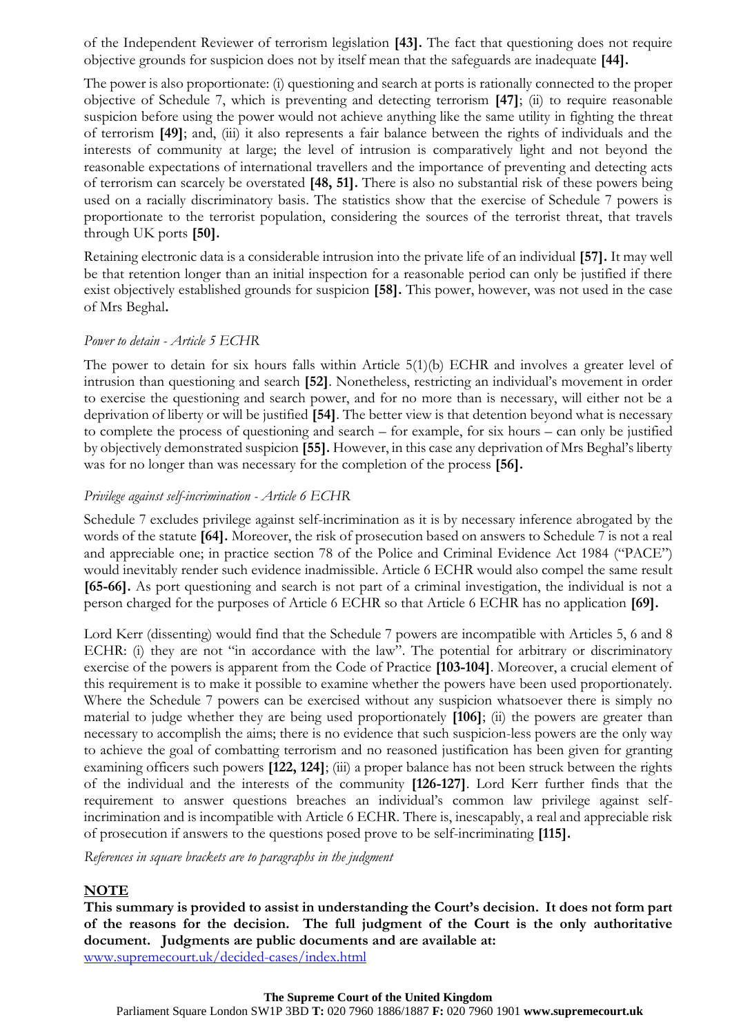of the Independent Reviewer of terrorism legislation **[43].** The fact that questioning does not require objective grounds for suspicion does not by itself mean that the safeguards are inadequate **[44].**

The power is also proportionate: (i) questioning and search at ports is rationally connected to the proper objective of Schedule 7, which is preventing and detecting terrorism **[47]**; (ii) to require reasonable suspicion before using the power would not achieve anything like the same utility in fighting the threat of terrorism **[49]**; and, (iii) it also represents a fair balance between the rights of individuals and the interests of community at large; the level of intrusion is comparatively light and not beyond the reasonable expectations of international travellers and the importance of preventing and detecting acts of terrorism can scarcely be overstated **[48, 51].** There is also no substantial risk of these powers being used on a racially discriminatory basis. The statistics show that the exercise of Schedule 7 powers is proportionate to the terrorist population, considering the sources of the terrorist threat, that travels through UK ports **[50].**

Retaining electronic data is a considerable intrusion into the private life of an individual **[57].** It may well be that retention longer than an initial inspection for a reasonable period can only be justified if there exist objectively established grounds for suspicion **[58].** This power, however, was not used in the case of Mrs Beghal**.**

*Power to detain - Article 5 ECHR*

The power to detain for six hours falls within Article 5(1)(b) ECHR and involves a greater level of intrusion than questioning and search **[52]**. Nonetheless, restricting an individual's movement in order to exercise the questioning and search power, and for no more than is necessary, will either not be a deprivation of liberty or will be justified **[54]**. The better view is that detention beyond what is necessary to complete the process of questioning and search – for example, for six hours – can only be justified by objectively demonstrated suspicion **[55].** However, in this case any deprivation of Mrs Beghal's liberty was for no longer than was necessary for the completion of the process **[56].**

*Privilege against self-incrimination - Article 6 ECHR*

Schedule 7 excludes privilege against self-incrimination as it is by necessary inference abrogated by the words of the statute **[64].** Moreover, the risk of prosecution based on answers to Schedule 7 is not a real and appreciable one; in practice section 78 of the Police and Criminal Evidence Act 1984 ("PACE") would inevitably render such evidence inadmissible. Article 6 ECHR would also compel the same result **[65-66].** As port questioning and search is not part of a criminal investigation, the individual is not a person charged for the purposes of Article 6 ECHR so that Article 6 ECHR has no application **[69].**

Lord Kerr (dissenting) would find that the Schedule 7 powers are incompatible with Articles 5, 6 and 8 ECHR: (i) they are not "in accordance with the law". The potential for arbitrary or discriminatory exercise of the powers is apparent from the Code of Practice **[103-104]**. Moreover, a crucial element of this requirement is to make it possible to examine whether the powers have been used proportionately. Where the Schedule 7 powers can be exercised without any suspicion whatsoever there is simply no material to judge whether they are being used proportionately **[106]**; (ii) the powers are greater than necessary to accomplish the aims; there is no evidence that such suspicion-less powers are the only way to achieve the goal of combatting terrorism and no reasoned justification has been given for granting examining officers such powers **[122, 124]**; (iii) a proper balance has not been struck between the rights of the individual and the interests of the community **[126-127]**. Lord Kerr further finds that the requirement to answer questions breaches an individual's common law privilege against self-incrimination and is incompatible with Article 6 ECHR. There is, inescapably, a real and appreciable risk of prosecution if answers to the questions posed prove to be self-incriminating **[115].**

*References in square brackets are to paragraphs in the judgment*

**NOTE**

**This summary is provided to assist in understanding the Court's decision. It does not form part of the reasons for the decision. The full judgment of the Court is the only authoritative document. Judgments are public documents and are available at:**
www.supremecourt.uk/decided-cases/index.html

**The Supreme Court of the United Kingdom**
Parliament Square London SW1P 3BD **T:** 020 7960 1886/1887 **F:** 020 7960 1901 **www.supremecourt.uk**